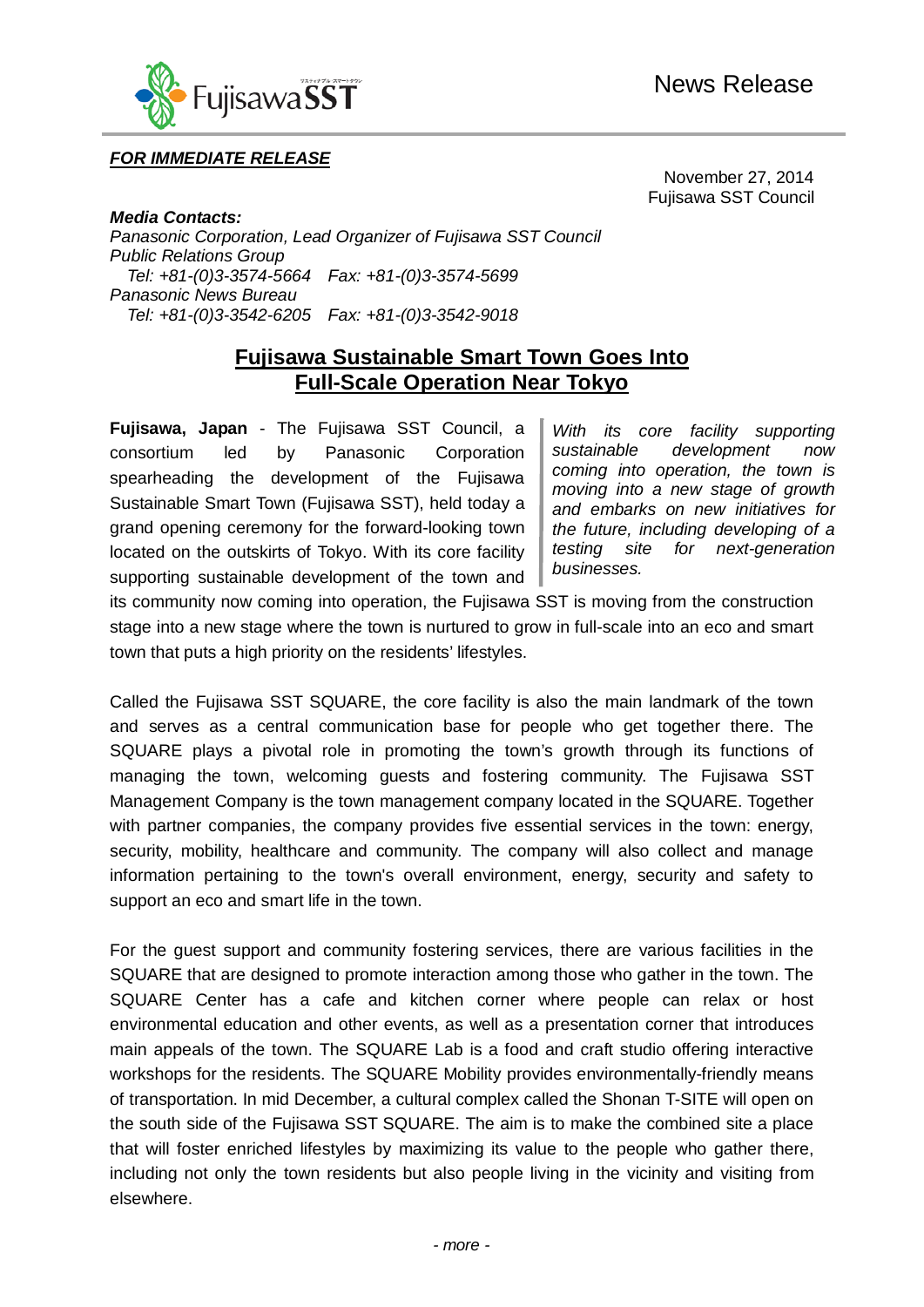News Release

***FOR IMMEDIATE RELEASE***

November 27, 2014
Fujisawa SST Council

***Media Contacts:***
*Panasonic Corporation, Lead Organizer of Fujisawa SST Council*
*Public Relations Group*
*Tel: +81-(0)3-3574-5664 Fax: +81-(0)3-3574-5699*
*Panasonic News Bureau*
*Tel: +81-(0)3-3542-6205 Fax: +81-(0)3-3542-9018*

# Fujisawa Sustainable Smart Town Goes Into Full-Scale Operation Near Tokyo

*With its core facility supporting sustainable development now coming into operation, the town is moving into a new stage of growth and embarks on new initiatives for the future, including developing of a testing site for next-generation businesses.*

**Fujisawa, Japan** - The Fujisawa SST Council, a consortium led by Panasonic Corporation spearheading the development of the Fujisawa Sustainable Smart Town (Fujisawa SST), held today a grand opening ceremony for the forward-looking town located on the outskirts of Tokyo. With its core facility supporting sustainable development of the town and its community now coming into operation, the Fujisawa SST is moving from the construction stage into a new stage where the town is nurtured to grow in full-scale into an eco and smart town that puts a high priority on the residents' lifestyles.

Called the Fujisawa SST SQUARE, the core facility is also the main landmark of the town and serves as a central communication base for people who get together there. The SQUARE plays a pivotal role in promoting the town's growth through its functions of managing the town, welcoming guests and fostering community. The Fujisawa SST Management Company is the town management company located in the SQUARE. Together with partner companies, the company provides five essential services in the town: energy, security, mobility, healthcare and community. The company will also collect and manage information pertaining to the town's overall environment, energy, security and safety to support an eco and smart life in the town.

For the guest support and community fostering services, there are various facilities in the SQUARE that are designed to promote interaction among those who gather in the town. The SQUARE Center has a cafe and kitchen corner where people can relax or host environmental education and other events, as well as a presentation corner that introduces main appeals of the town. The SQUARE Lab is a food and craft studio offering interactive workshops for the residents. The SQUARE Mobility provides environmentally-friendly means of transportation. In mid December, a cultural complex called the Shonan T-SITE will open on the south side of the Fujisawa SST SQUARE. The aim is to make the combined site a place that will foster enriched lifestyles by maximizing its value to the people who gather there, including not only the town residents but also people living in the vicinity and visiting from elsewhere.

*- more -*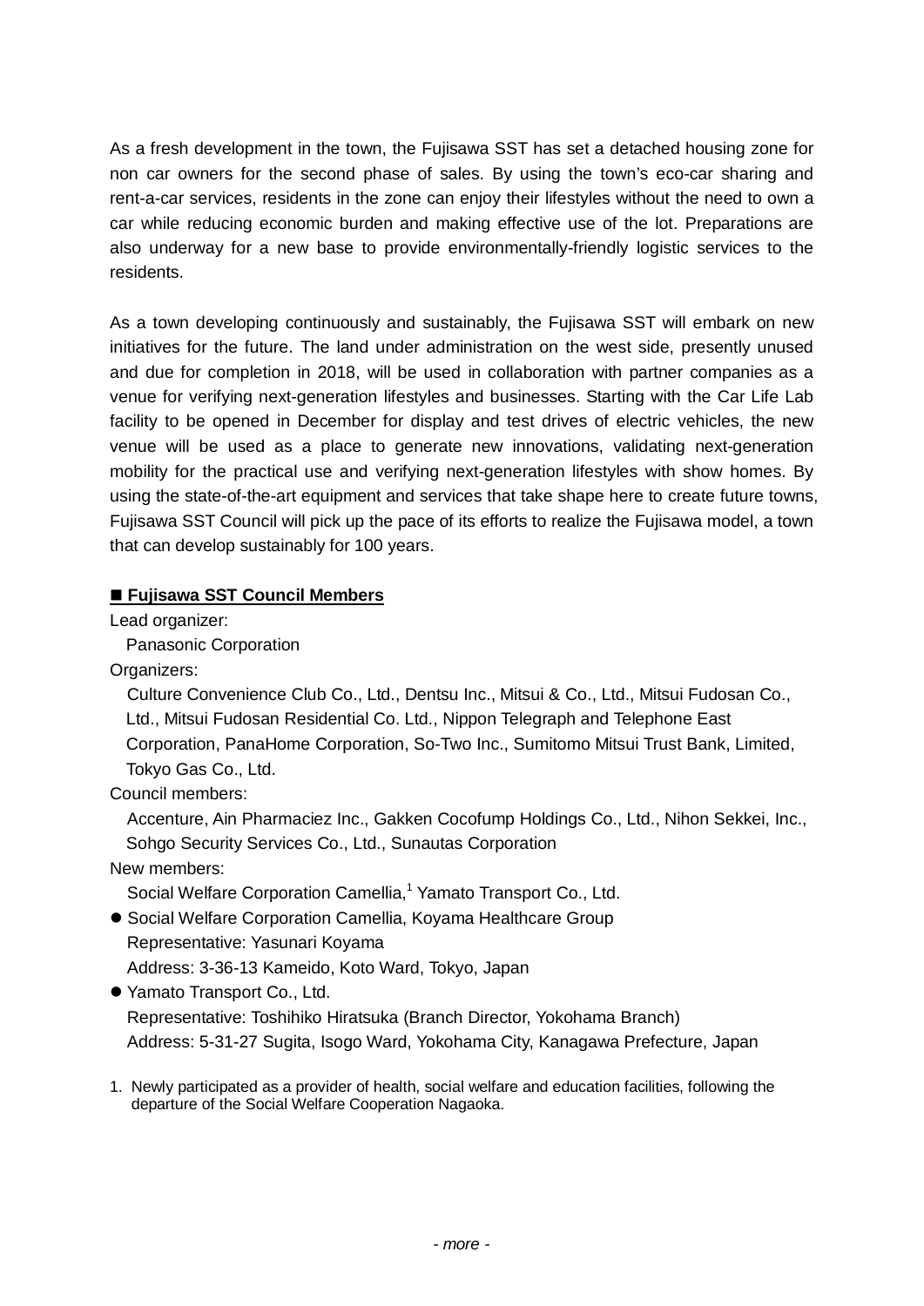As a fresh development in the town, the Fujisawa SST has set a detached housing zone for non car owners for the second phase of sales. By using the town's eco-car sharing and rent-a-car services, residents in the zone can enjoy their lifestyles without the need to own a car while reducing economic burden and making effective use of the lot. Preparations are also underway for a new base to provide environmentally-friendly logistic services to the residents.

As a town developing continuously and sustainably, the Fujisawa SST will embark on new initiatives for the future. The land under administration on the west side, presently unused and due for completion in 2018, will be used in collaboration with partner companies as a venue for verifying next-generation lifestyles and businesses. Starting with the Car Life Lab facility to be opened in December for display and test drives of electric vehicles, the new venue will be used as a place to generate new innovations, validating next-generation mobility for the practical use and verifying next-generation lifestyles with show homes. By using the state-of-the-art equipment and services that take shape here to create future towns, Fujisawa SST Council will pick up the pace of its efforts to realize the Fujisawa model, a town that can develop sustainably for 100 years.

**■ Fujisawa SST Council Members**

Lead organizer:
Panasonic Corporation

Organizers:
Culture Convenience Club Co., Ltd., Dentsu Inc., Mitsui & Co., Ltd., Mitsui Fudosan Co., Ltd., Mitsui Fudosan Residential Co. Ltd., Nippon Telegraph and Telephone East Corporation, PanaHome Corporation, So-Two Inc., Sumitomo Mitsui Trust Bank, Limited, Tokyo Gas Co., Ltd.

Council members:
Accenture, Ain Pharmaciez Inc., Gakken Cocofump Holdings Co., Ltd., Nihon Sekkei, Inc., Sohgo Security Services Co., Ltd., Sunautas Corporation

New members:
Social Welfare Corporation Camellia,[1] Yamato Transport Co., Ltd.

- Social Welfare Corporation Camellia, Koyama Healthcare Group
  Representative: Yasunari Koyama
  Address: 3-36-13 Kameido, Koto Ward, Tokyo, Japan
- Yamato Transport Co., Ltd.
  Representative: Toshihiko Hiratsuka (Branch Director, Yokohama Branch)
  Address: 5-31-27 Sugita, Isogo Ward, Yokohama City, Kanagawa Prefecture, Japan

1. Newly participated as a provider of health, social welfare and education facilities, following the departure of the Social Welfare Cooperation Nagaoka.

*- more -*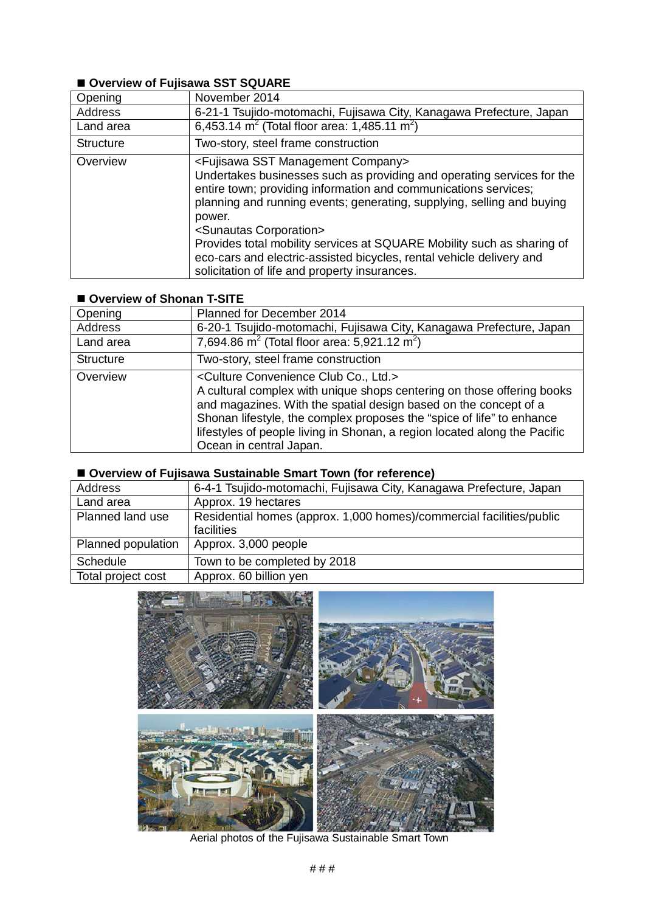## ■ Overview of Fujisawa SST SQUARE

| | |
|---|---|
| Opening | November 2014 |
| Address | 6-21-1 Tsujido-motomachi, Fujisawa City, Kanagawa Prefecture, Japan |
| Land area | 6,453.14 $m^2$ (Total floor area: 1,485.11 $m^2$) |
| Structure | Two-story, steel frame construction |
| Overview | <Fujisawa SST Management Company> Undertakes businesses such as providing and operating services for the entire town; providing information and communications services; planning and running events; generating, supplying, selling and buying power. <Sunautas Corporation> Provides total mobility services at SQUARE Mobility such as sharing of eco-cars and electric-assisted bicycles, rental vehicle delivery and solicitation of life and property insurances. |

## ■ Overview of Shonan T-SITE

| | |
|---|---|
| Opening | Planned for December 2014 |
| Address | 6-20-1 Tsujido-motomachi, Fujisawa City, Kanagawa Prefecture, Japan |
| Land area | 7,694.86 $m^2$ (Total floor area: 5,921.12 $m^2$) |
| Structure | Two-story, steel frame construction |
| Overview | <Culture Convenience Club Co., Ltd.> A cultural complex with unique shops centering on those offering books and magazines. With the spatial design based on the concept of a Shonan lifestyle, the complex proposes the "spice of life" to enhance lifestyles of people living in Shonan, a region located along the Pacific Ocean in central Japan. |

## ■ Overview of Fujisawa Sustainable Smart Town (for reference)

| | |
|---|---|
| Address | 6-4-1 Tsujido-motomachi, Fujisawa City, Kanagawa Prefecture, Japan |
| Land area | Approx. 19 hectares |
| Planned land use | Residential homes (approx. 1,000 homes)/commercial facilities/public facilities |
| Planned population | Approx. 3,000 people |
| Schedule | Town to be completed by 2018 |
| Total project cost | Approx. 60 billion yen |

Aerial photos of the Fujisawa Sustainable Smart Town

# # #